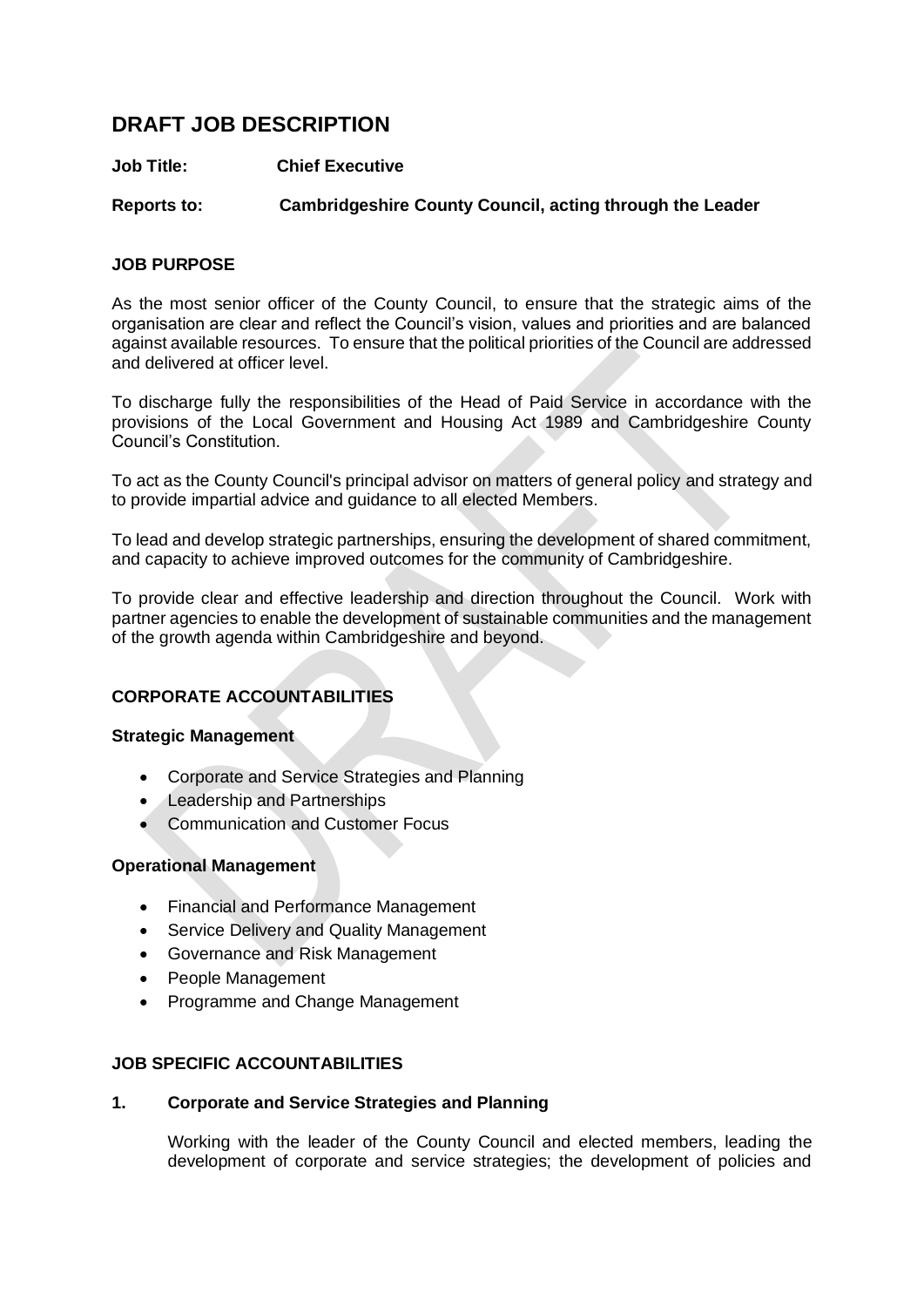# DRAFT JOB DESCRIPTION

**Job Title:** **Chief Executive**

**Reports to:** **Cambridgeshire County Council, acting through the Leader**

## JOB PURPOSE

As the most senior officer of the County Council, to ensure that the strategic aims of the organisation are clear and reflect the Council's vision, values and priorities and are balanced against available resources. To ensure that the political priorities of the Council are addressed and delivered at officer level.

To discharge fully the responsibilities of the Head of Paid Service in accordance with the provisions of the Local Government and Housing Act 1989 and Cambridgeshire County Council's Constitution.

To act as the County Council's principal advisor on matters of general policy and strategy and to provide impartial advice and guidance to all elected Members.

To lead and develop strategic partnerships, ensuring the development of shared commitment, and capacity to achieve improved outcomes for the community of Cambridgeshire.

To provide clear and effective leadership and direction throughout the Council. Work with partner agencies to enable the development of sustainable communities and the management of the growth agenda within Cambridgeshire and beyond.

## CORPORATE ACCOUNTABILITIES

### Strategic Management

- Corporate and Service Strategies and Planning
- Leadership and Partnerships
- Communication and Customer Focus

### Operational Management

- Financial and Performance Management
- Service Delivery and Quality Management
- Governance and Risk Management
- People Management
- Programme and Change Management

## JOB SPECIFIC ACCOUNTABILITIES

### 1. Corporate and Service Strategies and Planning

Working with the leader of the County Council and elected members, leading the development of corporate and service strategies; the development of policies and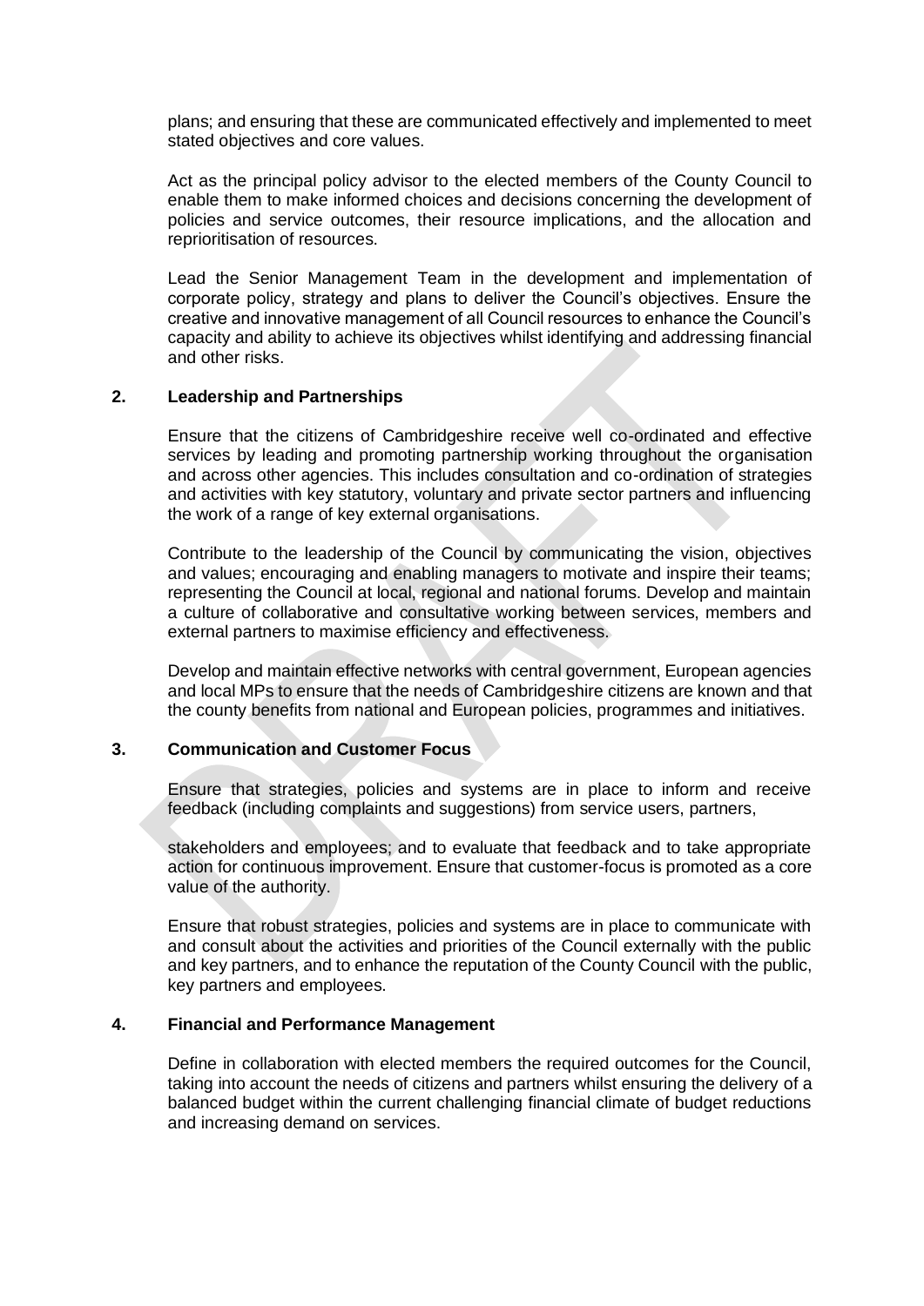plans; and ensuring that these are communicated effectively and implemented to meet stated objectives and core values.

Act as the principal policy advisor to the elected members of the County Council to enable them to make informed choices and decisions concerning the development of policies and service outcomes, their resource implications, and the allocation and reprioritisation of resources.

Lead the Senior Management Team in the development and implementation of corporate policy, strategy and plans to deliver the Council's objectives. Ensure the creative and innovative management of all Council resources to enhance the Council's capacity and ability to achieve its objectives whilst identifying and addressing financial and other risks.

**2. Leadership and Partnerships**

Ensure that the citizens of Cambridgeshire receive well co-ordinated and effective services by leading and promoting partnership working throughout the organisation and across other agencies. This includes consultation and co-ordination of strategies and activities with key statutory, voluntary and private sector partners and influencing the work of a range of key external organisations.

Contribute to the leadership of the Council by communicating the vision, objectives and values; encouraging and enabling managers to motivate and inspire their teams; representing the Council at local, regional and national forums. Develop and maintain a culture of collaborative and consultative working between services, members and external partners to maximise efficiency and effectiveness.

Develop and maintain effective networks with central government, European agencies and local MPs to ensure that the needs of Cambridgeshire citizens are known and that the county benefits from national and European policies, programmes and initiatives.

**3. Communication and Customer Focus**

Ensure that strategies, policies and systems are in place to inform and receive feedback (including complaints and suggestions) from service users, partners, stakeholders and employees; and to evaluate that feedback and to take appropriate action for continuous improvement. Ensure that customer-focus is promoted as a core value of the authority.

Ensure that robust strategies, policies and systems are in place to communicate with and consult about the activities and priorities of the Council externally with the public and key partners, and to enhance the reputation of the County Council with the public, key partners and employees.

**4. Financial and Performance Management**

Define in collaboration with elected members the required outcomes for the Council, taking into account the needs of citizens and partners whilst ensuring the delivery of a balanced budget within the current challenging financial climate of budget reductions and increasing demand on services.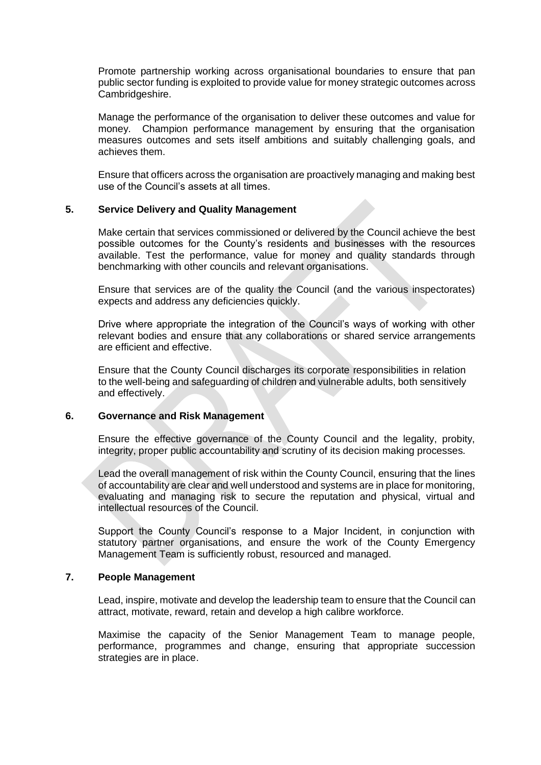Promote partnership working across organisational boundaries to ensure that pan public sector funding is exploited to provide value for money strategic outcomes across Cambridgeshire.

Manage the performance of the organisation to deliver these outcomes and value for money. Champion performance management by ensuring that the organisation measures outcomes and sets itself ambitions and suitably challenging goals, and achieves them.

Ensure that officers across the organisation are proactively managing and making best use of the Council's assets at all times.

### 5. Service Delivery and Quality Management

Make certain that services commissioned or delivered by the Council achieve the best possible outcomes for the County's residents and businesses with the resources available. Test the performance, value for money and quality standards through benchmarking with other councils and relevant organisations.

Ensure that services are of the quality the Council (and the various inspectorates) expects and address any deficiencies quickly.

Drive where appropriate the integration of the Council's ways of working with other relevant bodies and ensure that any collaborations or shared service arrangements are efficient and effective.

Ensure that the County Council discharges its corporate responsibilities in relation to the well-being and safeguarding of children and vulnerable adults, both sensitively and effectively.

### 6. Governance and Risk Management

Ensure the effective governance of the County Council and the legality, probity, integrity, proper public accountability and scrutiny of its decision making processes.

Lead the overall management of risk within the County Council, ensuring that the lines of accountability are clear and well understood and systems are in place for monitoring, evaluating and managing risk to secure the reputation and physical, virtual and intellectual resources of the Council.

Support the County Council's response to a Major Incident, in conjunction with statutory partner organisations, and ensure the work of the County Emergency Management Team is sufficiently robust, resourced and managed.

### 7. People Management

Lead, inspire, motivate and develop the leadership team to ensure that the Council can attract, motivate, reward, retain and develop a high calibre workforce.

Maximise the capacity of the Senior Management Team to manage people, performance, programmes and change, ensuring that appropriate succession strategies are in place.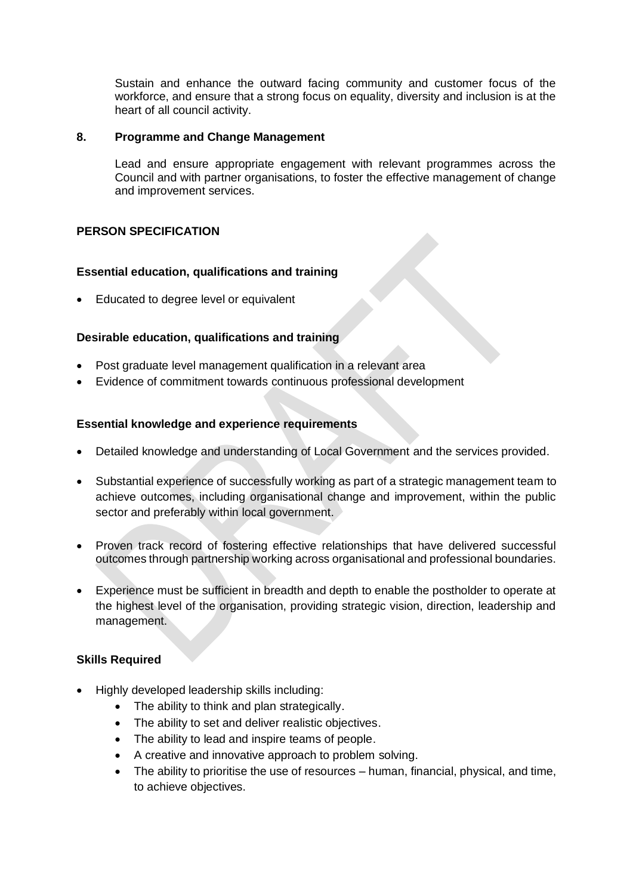Sustain and enhance the outward facing community and customer focus of the workforce, and ensure that a strong focus on equality, diversity and inclusion is at the heart of all council activity.

**8. Programme and Change Management**

Lead and ensure appropriate engagement with relevant programmes across the Council and with partner organisations, to foster the effective management of change and improvement services.

## PERSON SPECIFICATION

### Essential education, qualifications and training

- Educated to degree level or equivalent

### Desirable education, qualifications and training

- Post graduate level management qualification in a relevant area
- Evidence of commitment towards continuous professional development

### Essential knowledge and experience requirements

- Detailed knowledge and understanding of Local Government and the services provided.
- Substantial experience of successfully working as part of a strategic management team to achieve outcomes, including organisational change and improvement, within the public sector and preferably within local government.
- Proven track record of fostering effective relationships that have delivered successful outcomes through partnership working across organisational and professional boundaries.
- Experience must be sufficient in breadth and depth to enable the postholder to operate at the highest level of the organisation, providing strategic vision, direction, leadership and management.

### Skills Required

- Highly developed leadership skills including:
  - The ability to think and plan strategically.
  - The ability to set and deliver realistic objectives.
  - The ability to lead and inspire teams of people.
  - A creative and innovative approach to problem solving.
  - The ability to prioritise the use of resources – human, financial, physical, and time, to achieve objectives.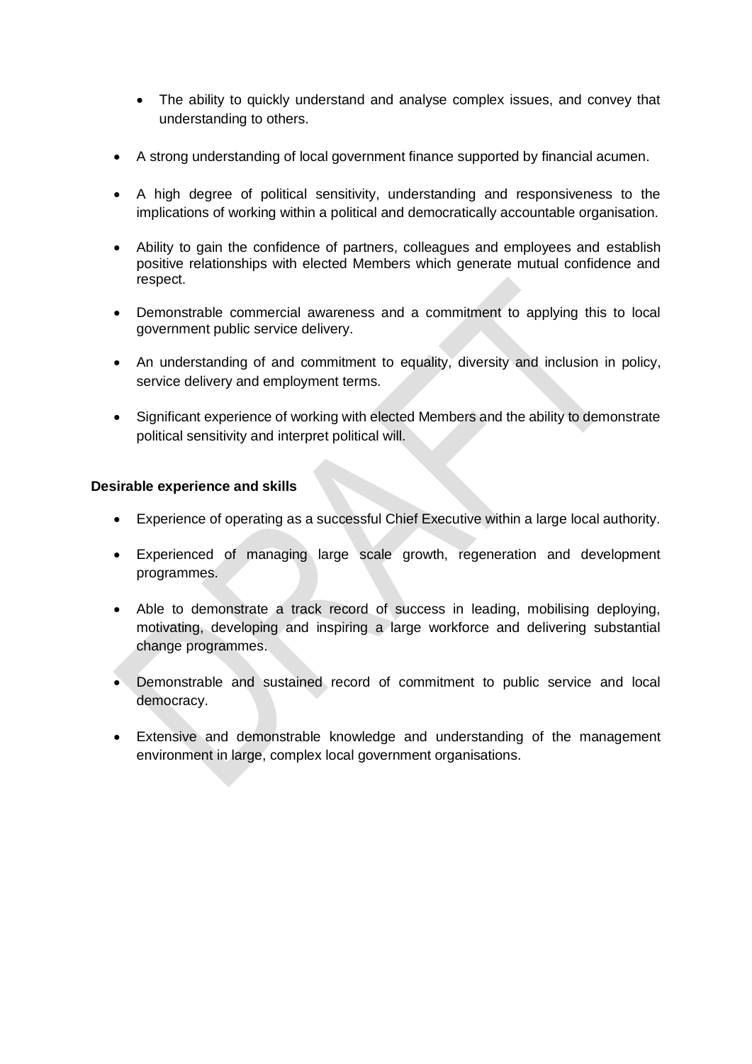- The ability to quickly understand and analyse complex issues, and convey that understanding to others.

- A strong understanding of local government finance supported by financial acumen.

- A high degree of political sensitivity, understanding and responsiveness to the implications of working within a political and democratically accountable organisation.

- Ability to gain the confidence of partners, colleagues and employees and establish positive relationships with elected Members which generate mutual confidence and respect.

- Demonstrable commercial awareness and a commitment to applying this to local government public service delivery.

- An understanding of and commitment to equality, diversity and inclusion in policy, service delivery and employment terms.

- Significant experience of working with elected Members and the ability to demonstrate political sensitivity and interpret political will.

**Desirable experience and skills**

- Experience of operating as a successful Chief Executive within a large local authority.

- Experienced of managing large scale growth, regeneration and development programmes.

- Able to demonstrate a track record of success in leading, mobilising deploying, motivating, developing and inspiring a large workforce and delivering substantial change programmes.

- Demonstrable and sustained record of commitment to public service and local democracy.

- Extensive and demonstrable knowledge and understanding of the management environment in large, complex local government organisations.